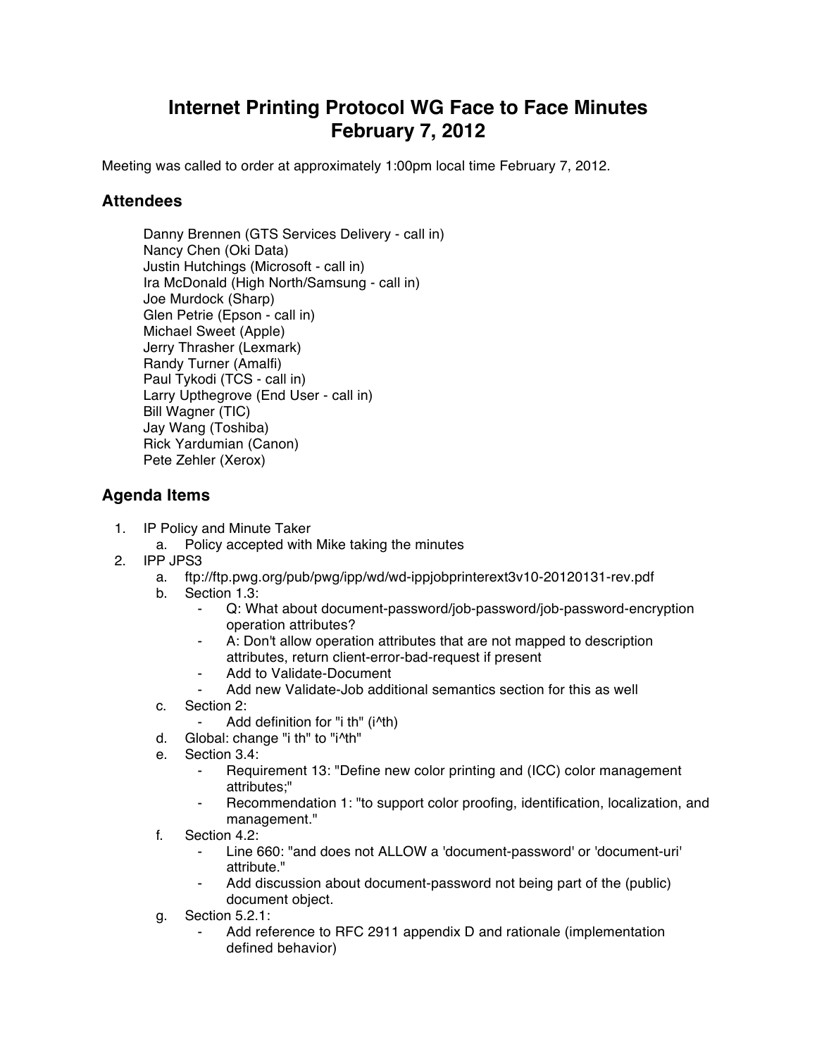# Internet Printing Protocol WG Face to Face Minutes
# February 7, 2012

Meeting was called to order at approximately 1:00pm local time February 7, 2012.

## Attendees

Danny Brennen (GTS Services Delivery - call in)
Nancy Chen (Oki Data)
Justin Hutchings (Microsoft - call in)
Ira McDonald (High North/Samsung - call in)
Joe Murdock (Sharp)
Glen Petrie (Epson - call in)
Michael Sweet (Apple)
Jerry Thrasher (Lexmark)
Randy Turner (Amalfi)
Paul Tykodi (TCS - call in)
Larry Upthegrove (End User - call in)
Bill Wagner (TIC)
Jay Wang (Toshiba)
Rick Yardumian (Canon)
Pete Zehler (Xerox)

## Agenda Items

1. IP Policy and Minute Taker
   a. Policy accepted with Mike taking the minutes
2. IPP JPS3
   a. ftp://ftp.pwg.org/pub/pwg/ipp/wd/wd-ippjobprinterext3v10-20120131-rev.pdf
   b. Section 1.3:
      - Q: What about document-password/job-password/job-password-encryption operation attributes?
      - A: Don't allow operation attributes that are not mapped to description attributes, return client-error-bad-request if present
      - Add to Validate-Document
      - Add new Validate-Job additional semantics section for this as well
   c. Section 2:
      - Add definition for "i th" (i^th)
   d. Global: change "i th" to "i^th"
   e. Section 3.4:
      - Requirement 13: "Define new color printing and (ICC) color management attributes;"
      - Recommendation 1: "to support color proofing, identification, localization, and management."
   f. Section 4.2:
      - Line 660: "and does not ALLOW a 'document-password' or 'document-uri' attribute."
      - Add discussion about document-password not being part of the (public) document object.
   g. Section 5.2.1:
      - Add reference to RFC 2911 appendix D and rationale (implementation defined behavior)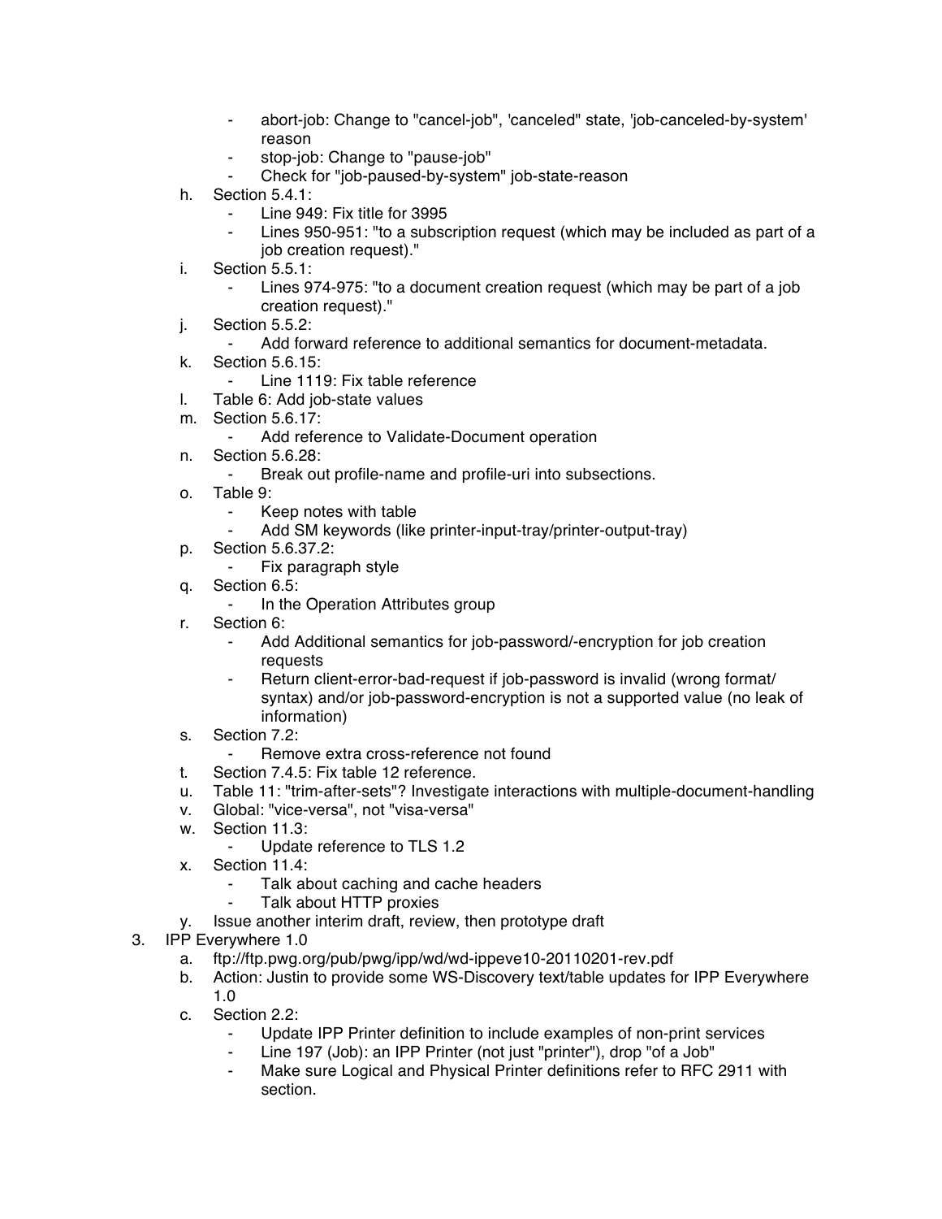- abort-job: Change to "cancel-job", 'canceled" state, 'job-canceled-by-system' reason
    - stop-job: Change to "pause-job"
    - Check for "job-paused-by-system" job-state-reason
  - h. Section 5.4.1:
    - Line 949: Fix title for 3995
    - Lines 950-951: "to a subscription request (which may be included as part of a job creation request)."
  - i. Section 5.5.1:
    - Lines 974-975: "to a document creation request (which may be part of a job creation request)."
  - j. Section 5.5.2:
    - Add forward reference to additional semantics for document-metadata.
  - k. Section 5.6.15:
    - Line 1119: Fix table reference
  - l. Table 6: Add job-state values
  - m. Section 5.6.17:
    - Add reference to Validate-Document operation
  - n. Section 5.6.28:
    - Break out profile-name and profile-uri into subsections.
  - o. Table 9:
    - Keep notes with table
    - Add SM keywords (like printer-input-tray/printer-output-tray)
  - p. Section 5.6.37.2:
    - Fix paragraph style
  - q. Section 6.5:
    - In the Operation Attributes group
  - r. Section 6:
    - Add Additional semantics for job-password/-encryption for job creation requests
    - Return client-error-bad-request if job-password is invalid (wrong format/ syntax) and/or job-password-encryption is not a supported value (no leak of information)
  - s. Section 7.2:
    - Remove extra cross-reference not found
  - t. Section 7.4.5: Fix table 12 reference.
  - u. Table 11: "trim-after-sets"? Investigate interactions with multiple-document-handling
  - v. Global: "vice-versa", not "visa-versa"
  - w. Section 11.3:
    - Update reference to TLS 1.2
  - x. Section 11.4:
    - Talk about caching and cache headers
    - Talk about HTTP proxies
  - y. Issue another interim draft, review, then prototype draft

3. IPP Everywhere 1.0
  - a. ftp://ftp.pwg.org/pub/pwg/ipp/wd/wd-ippeve10-20110201-rev.pdf
  - b. Action: Justin to provide some WS-Discovery text/table updates for IPP Everywhere 1.0
  - c. Section 2.2:
    - Update IPP Printer definition to include examples of non-print services
    - Line 197 (Job): an IPP Printer (not just "printer"), drop "of a Job"
    - Make sure Logical and Physical Printer definitions refer to RFC 2911 with section.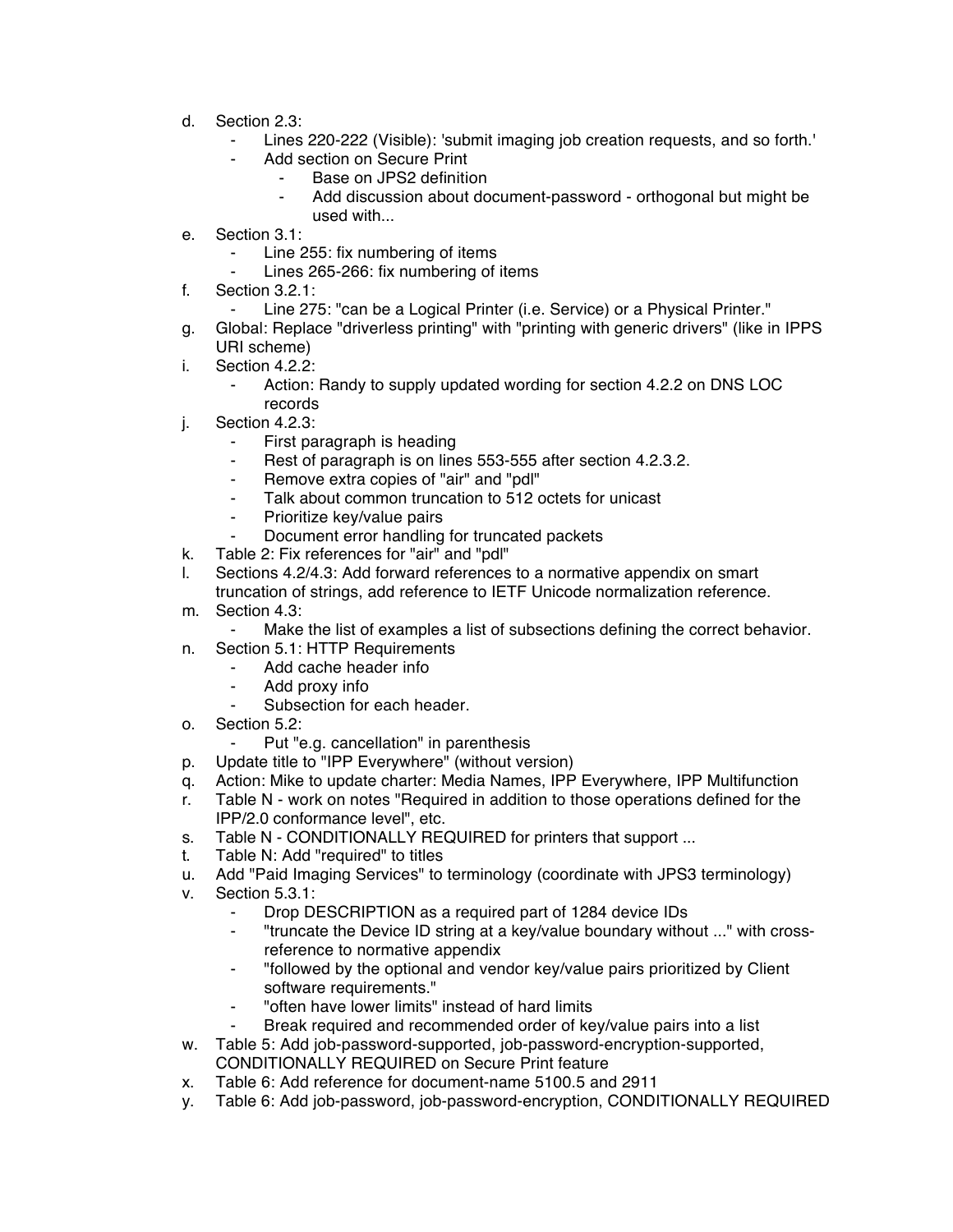d. Section 2.3:
    - Lines 220-222 (Visible): 'submit imaging job creation requests, and so forth.'
    - Add section on Secure Print
        - Base on JPS2 definition
        - Add discussion about document-password - orthogonal but might be used with...
e. Section 3.1:
    - Line 255: fix numbering of items
    - Lines 265-266: fix numbering of items
f. Section 3.2.1:
    - Line 275: "can be a Logical Printer (i.e. Service) or a Physical Printer."
g. Global: Replace "driverless printing" with "printing with generic drivers" (like in IPPS URI scheme)
i. Section 4.2.2:
    - Action: Randy to supply updated wording for section 4.2.2 on DNS LOC records
j. Section 4.2.3:
    - First paragraph is heading
    - Rest of paragraph is on lines 553-555 after section 4.2.3.2.
    - Remove extra copies of "air" and "pdl"
    - Talk about common truncation to 512 octets for unicast
    - Prioritize key/value pairs
    - Document error handling for truncated packets
k. Table 2: Fix references for "air" and "pdl"
l. Sections 4.2/4.3: Add forward references to a normative appendix on smart truncation of strings, add reference to IETF Unicode normalization reference.
m. Section 4.3:
    - Make the list of examples a list of subsections defining the correct behavior.
n. Section 5.1: HTTP Requirements
    - Add cache header info
    - Add proxy info
    - Subsection for each header.
o. Section 5.2:
    - Put "e.g. cancellation" in parenthesis
p. Update title to "IPP Everywhere" (without version)
q. Action: Mike to update charter: Media Names, IPP Everywhere, IPP Multifunction
r. Table N - work on notes "Required in addition to those operations defined for the IPP/2.0 conformance level", etc.
s. Table N - CONDITIONALLY REQUIRED for printers that support ...
t. Table N: Add "required" to titles
u. Add "Paid Imaging Services" to terminology (coordinate with JPS3 terminology)
v. Section 5.3.1:
    - Drop DESCRIPTION as a required part of 1284 device IDs
    - "truncate the Device ID string at a key/value boundary without ..." with cross-reference to normative appendix
    - "followed by the optional and vendor key/value pairs prioritized by Client software requirements."
    - "often have lower limits" instead of hard limits
    - Break required and recommended order of key/value pairs into a list
w. Table 5: Add job-password-supported, job-password-encryption-supported, CONDITIONALLY REQUIRED on Secure Print feature
x. Table 6: Add reference for document-name 5100.5 and 2911
y. Table 6: Add job-password, job-password-encryption, CONDITIONALLY REQUIRED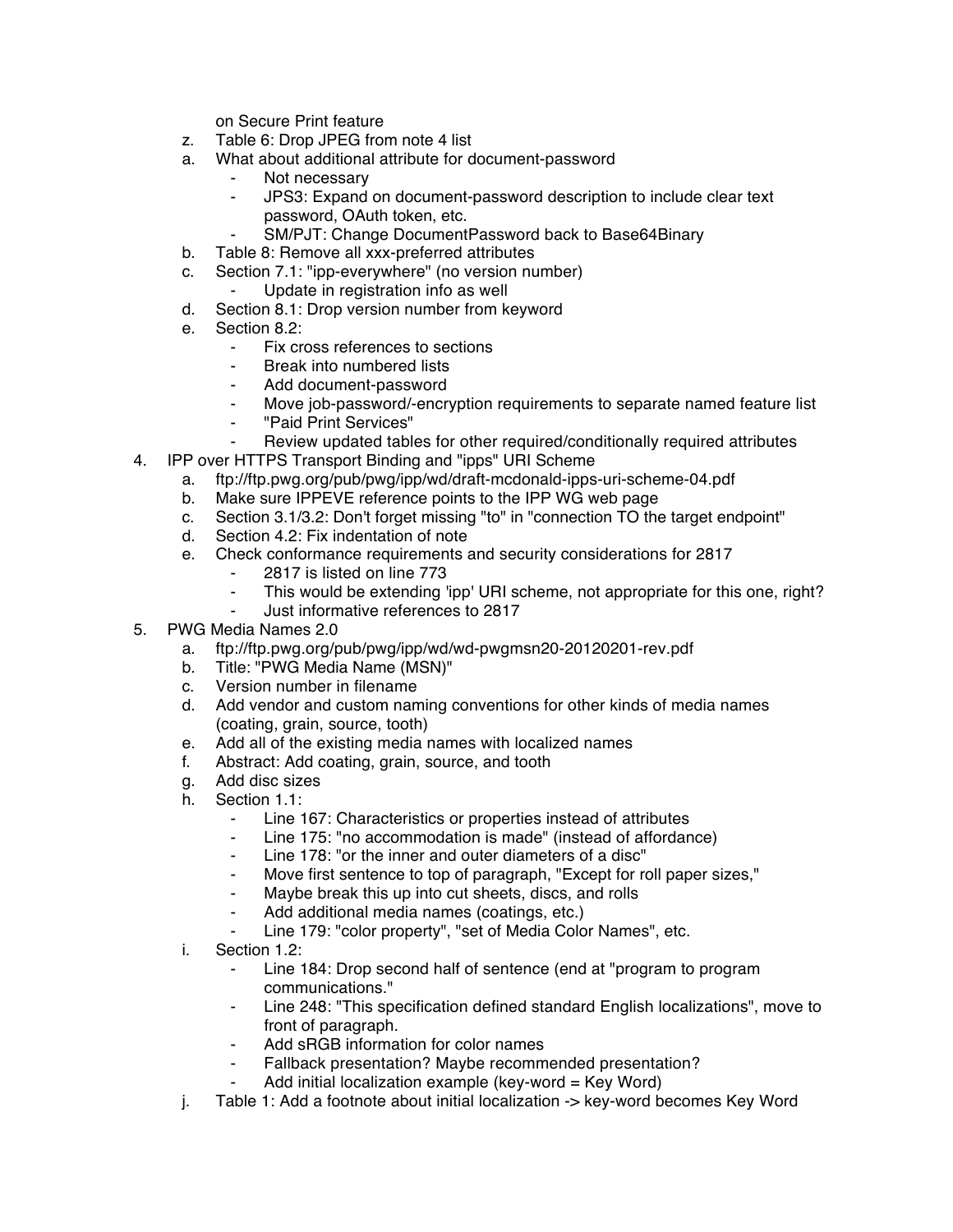on Secure Print feature

z. Table 6: Drop JPEG from note 4 list
a. What about additional attribute for document-password
    - Not necessary
    - JPS3: Expand on document-password description to include clear text password, OAuth token, etc.
    - SM/PJT: Change DocumentPassword back to Base64Binary
b. Table 8: Remove all xxx-preferred attributes
c. Section 7.1: "ipp-everywhere" (no version number)
    - Update in registration info as well
d. Section 8.1: Drop version number from keyword
e. Section 8.2:
    - Fix cross references to sections
    - Break into numbered lists
    - Add document-password
    - Move job-password/-encryption requirements to separate named feature list
    - "Paid Print Services"
    - Review updated tables for other required/conditionally required attributes

4. IPP over HTTPS Transport Binding and "ipps" URI Scheme
    a. ftp://ftp.pwg.org/pub/pwg/ipp/wd/draft-mcdonald-ipps-uri-scheme-04.pdf
    b. Make sure IPPEVE reference points to the IPP WG web page
    c. Section 3.1/3.2: Don't forget missing "to" in "connection TO the target endpoint"
    d. Section 4.2: Fix indentation of note
    e. Check conformance requirements and security considerations for 2817
        - 2817 is listed on line 773
        - This would be extending 'ipp' URI scheme, not appropriate for this one, right?
        - Just informative references to 2817

5. PWG Media Names 2.0
    a. ftp://ftp.pwg.org/pub/pwg/ipp/wd/wd-pwgmsn20-20120201-rev.pdf
    b. Title: "PWG Media Name (MSN)"
    c. Version number in filename
    d. Add vendor and custom naming conventions for other kinds of media names (coating, grain, source, tooth)
    e. Add all of the existing media names with localized names
    f. Abstract: Add coating, grain, source, and tooth
    g. Add disc sizes
    h. Section 1.1:
        - Line 167: Characteristics or properties instead of attributes
        - Line 175: "no accommodation is made" (instead of affordance)
        - Line 178: "or the inner and outer diameters of a disc"
        - Move first sentence to top of paragraph, "Except for roll paper sizes,"
        - Maybe break this up into cut sheets, discs, and rolls
        - Add additional media names (coatings, etc.)
        - Line 179: "color property", "set of Media Color Names", etc.
    i. Section 1.2:
        - Line 184: Drop second half of sentence (end at "program to program communications."
        - Line 248: "This specification defined standard English localizations", move to front of paragraph.
        - Add sRGB information for color names
        - Fallback presentation? Maybe recommended presentation?
        - Add initial localization example (key-word = Key Word)
    j. Table 1: Add a footnote about initial localization -> key-word becomes Key Word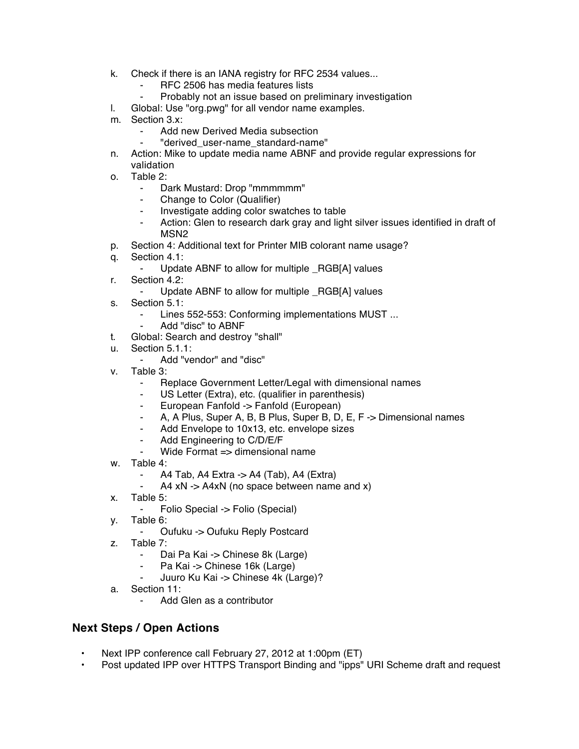k. Check if there is an IANA registry for RFC 2534 values...
    - RFC 2506 has media features lists
    - Probably not an issue based on preliminary investigation
l. Global: Use "org.pwg" for all vendor name examples.
m. Section 3.x:
    - Add new Derived Media subsection
    - "derived_user-name_standard-name"
n. Action: Mike to update media name ABNF and provide regular expressions for validation
o. Table 2:
    - Dark Mustard: Drop "mmmmmm"
    - Change to Color (Qualifier)
    - Investigate adding color swatches to table
    - Action: Glen to research dark gray and light silver issues identified in draft of MSN2
p. Section 4: Additional text for Printer MIB colorant name usage?
q. Section 4.1:
    - Update ABNF to allow for multiple _RGB[A] values
r. Section 4.2:
    - Update ABNF to allow for multiple _RGB[A] values
s. Section 5.1:
    - Lines 552-553: Conforming implementations MUST ...
    - Add "disc" to ABNF
t. Global: Search and destroy "shall"
u. Section 5.1.1:
    - Add "vendor" and "disc"
v. Table 3:
    - Replace Government Letter/Legal with dimensional names
    - US Letter (Extra), etc. (qualifier in parenthesis)
    - European Fanfold -> Fanfold (European)
    - A, A Plus, Super A, B, B Plus, Super B, D, E, F -> Dimensional names
    - Add Envelope to 10x13, etc. envelope sizes
    - Add Engineering to C/D/E/F
    - Wide Format => dimensional name
w. Table 4:
    - A4 Tab, A4 Extra -> A4 (Tab), A4 (Extra)
    - A4 xN -> A4xN (no space between name and x)
x. Table 5:
    - Folio Special -> Folio (Special)
y. Table 6:
    - Oufuku -> Oufuku Reply Postcard
z. Table 7:
    - Dai Pa Kai -> Chinese 8k (Large)
    - Pa Kai -> Chinese 16k (Large)
    - Juuro Ku Kai -> Chinese 4k (Large)?
a. Section 11:
    - Add Glen as a contributor

## Next Steps / Open Actions

- Next IPP conference call February 27, 2012 at 1:00pm (ET)
- Post updated IPP over HTTPS Transport Binding and "ipps" URI Scheme draft and request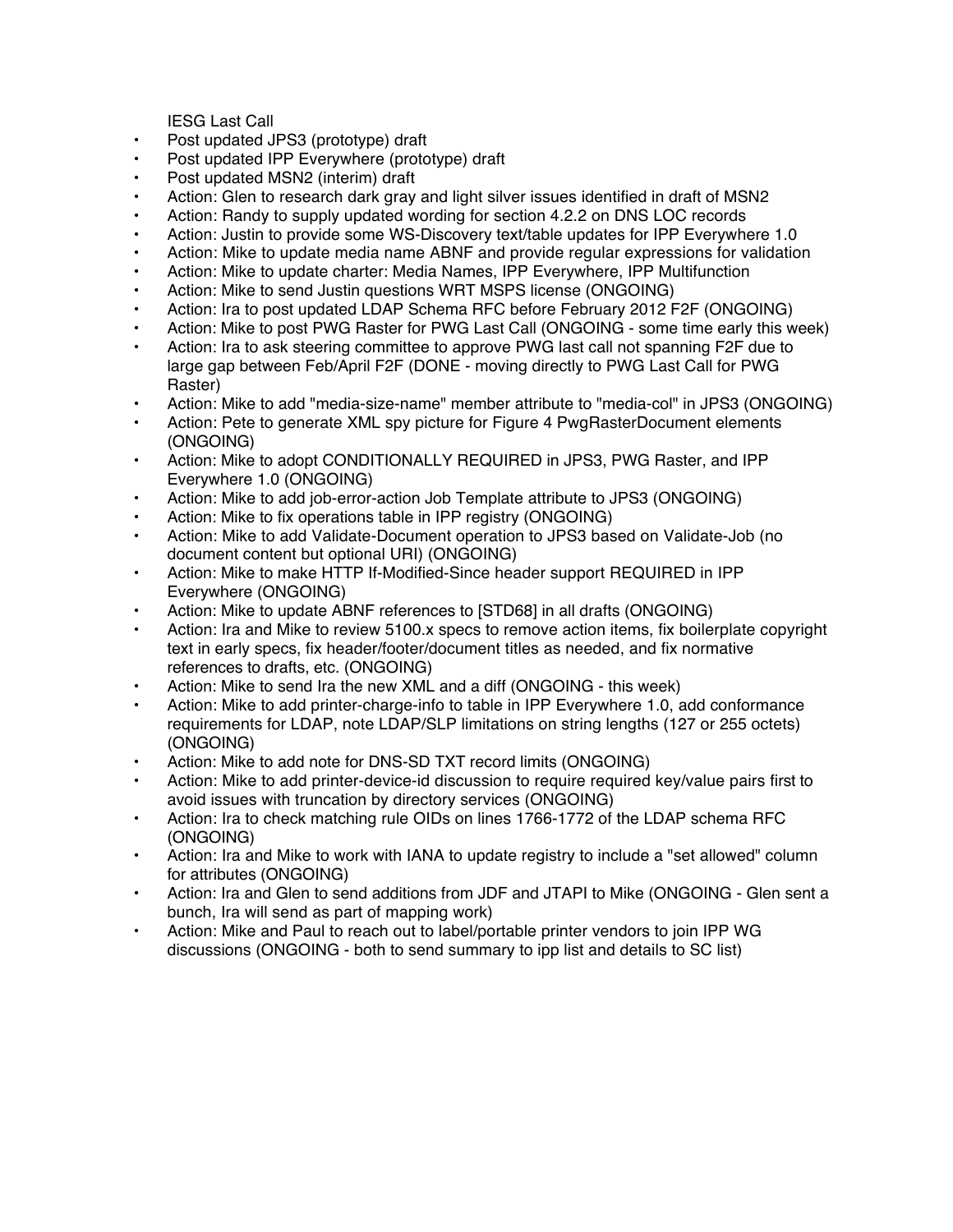IESG Last Call

- Post updated JPS3 (prototype) draft
- Post updated IPP Everywhere (prototype) draft
- Post updated MSN2 (interim) draft
- Action: Glen to research dark gray and light silver issues identified in draft of MSN2
- Action: Randy to supply updated wording for section 4.2.2 on DNS LOC records
- Action: Justin to provide some WS-Discovery text/table updates for IPP Everywhere 1.0
- Action: Mike to update media name ABNF and provide regular expressions for validation
- Action: Mike to update charter: Media Names, IPP Everywhere, IPP Multifunction
- Action: Mike to send Justin questions WRT MSPS license (ONGOING)
- Action: Ira to post updated LDAP Schema RFC before February 2012 F2F (ONGOING)
- Action: Mike to post PWG Raster for PWG Last Call (ONGOING - some time early this week)
- Action: Ira to ask steering committee to approve PWG last call not spanning F2F due to large gap between Feb/April F2F (DONE - moving directly to PWG Last Call for PWG Raster)
- Action: Mike to add "media-size-name" member attribute to "media-col" in JPS3 (ONGOING)
- Action: Pete to generate XML spy picture for Figure 4 PwgRasterDocument elements (ONGOING)
- Action: Mike to adopt CONDITIONALLY REQUIRED in JPS3, PWG Raster, and IPP Everywhere 1.0 (ONGOING)
- Action: Mike to add job-error-action Job Template attribute to JPS3 (ONGOING)
- Action: Mike to fix operations table in IPP registry (ONGOING)
- Action: Mike to add Validate-Document operation to JPS3 based on Validate-Job (no document content but optional URI) (ONGOING)
- Action: Mike to make HTTP If-Modified-Since header support REQUIRED in IPP Everywhere (ONGOING)
- Action: Mike to update ABNF references to [STD68] in all drafts (ONGOING)
- Action: Ira and Mike to review 5100.x specs to remove action items, fix boilerplate copyright text in early specs, fix header/footer/document titles as needed, and fix normative references to drafts, etc. (ONGOING)
- Action: Mike to send Ira the new XML and a diff (ONGOING - this week)
- Action: Mike to add printer-charge-info to table in IPP Everywhere 1.0, add conformance requirements for LDAP, note LDAP/SLP limitations on string lengths (127 or 255 octets) (ONGOING)
- Action: Mike to add note for DNS-SD TXT record limits (ONGOING)
- Action: Mike to add printer-device-id discussion to require required key/value pairs first to avoid issues with truncation by directory services (ONGOING)
- Action: Ira to check matching rule OIDs on lines 1766-1772 of the LDAP schema RFC (ONGOING)
- Action: Ira and Mike to work with IANA to update registry to include a "set allowed" column for attributes (ONGOING)
- Action: Ira and Glen to send additions from JDF and JTAPI to Mike (ONGOING - Glen sent a bunch, Ira will send as part of mapping work)
- Action: Mike and Paul to reach out to label/portable printer vendors to join IPP WG discussions (ONGOING - both to send summary to ipp list and details to SC list)